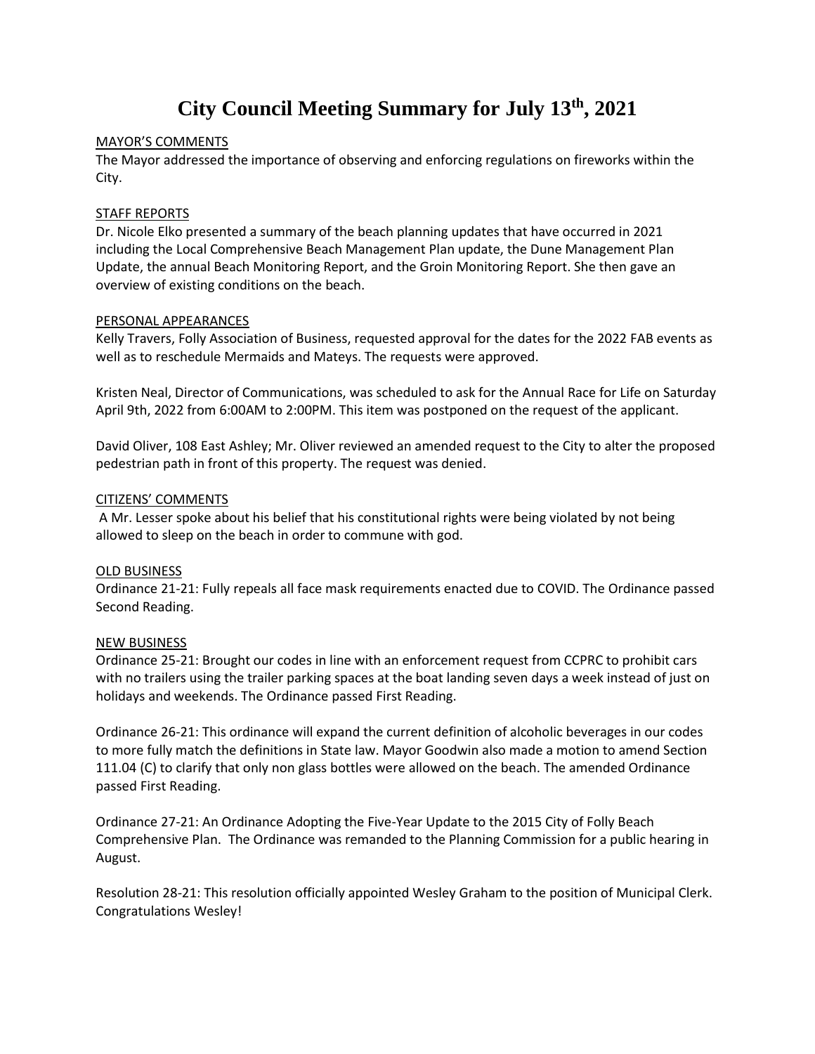# City Council Meeting Summary for July 13th, 2021

MAYOR'S COMMENTS

The Mayor addressed the importance of observing and enforcing regulations on fireworks within the City.

STAFF REPORTS

Dr. Nicole Elko presented a summary of the beach planning updates that have occurred in 2021 including the Local Comprehensive Beach Management Plan update, the Dune Management Plan Update, the annual Beach Monitoring Report, and the Groin Monitoring Report. She then gave an overview of existing conditions on the beach.

PERSONAL APPEARANCES

Kelly Travers, Folly Association of Business, requested approval for the dates for the 2022 FAB events as well as to reschedule Mermaids and Mateys. The requests were approved.

Kristen Neal, Director of Communications, was scheduled to ask for the Annual Race for Life on Saturday April 9th, 2022 from 6:00AM to 2:00PM. This item was postponed on the request of the applicant.

David Oliver, 108 East Ashley; Mr. Oliver reviewed an amended request to the City to alter the proposed pedestrian path in front of this property. The request was denied.

CITIZENS' COMMENTS

A Mr. Lesser spoke about his belief that his constitutional rights were being violated by not being allowed to sleep on the beach in order to commune with god.

OLD BUSINESS

Ordinance 21-21: Fully repeals all face mask requirements enacted due to COVID. The Ordinance passed Second Reading.

NEW BUSINESS

Ordinance 25-21: Brought our codes in line with an enforcement request from CCPRC to prohibit cars with no trailers using the trailer parking spaces at the boat landing seven days a week instead of just on holidays and weekends. The Ordinance passed First Reading.

Ordinance 26-21: This ordinance will expand the current definition of alcoholic beverages in our codes to more fully match the definitions in State law. Mayor Goodwin also made a motion to amend Section 111.04 (C) to clarify that only non glass bottles were allowed on the beach. The amended Ordinance passed First Reading.

Ordinance 27-21: An Ordinance Adopting the Five-Year Update to the 2015 City of Folly Beach Comprehensive Plan. The Ordinance was remanded to the Planning Commission for a public hearing in August.

Resolution 28-21: This resolution officially appointed Wesley Graham to the position of Municipal Clerk. Congratulations Wesley!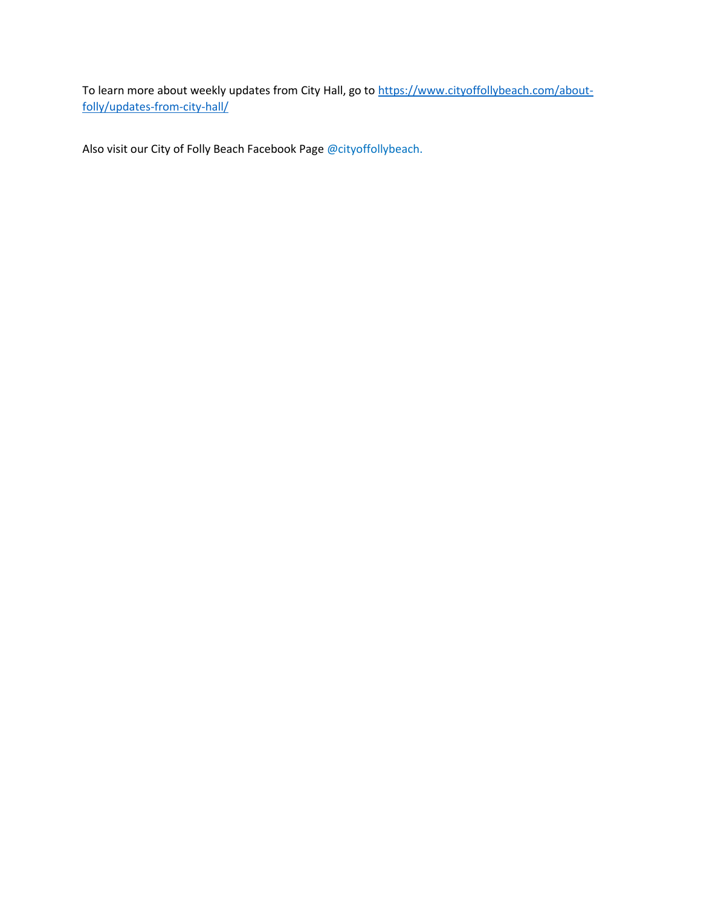To learn more about weekly updates from City Hall, go to https://www.cityoffollybeach.com/about-folly/updates-from-city-hall/

Also visit our City of Folly Beach Facebook Page @cityoffollybeach.